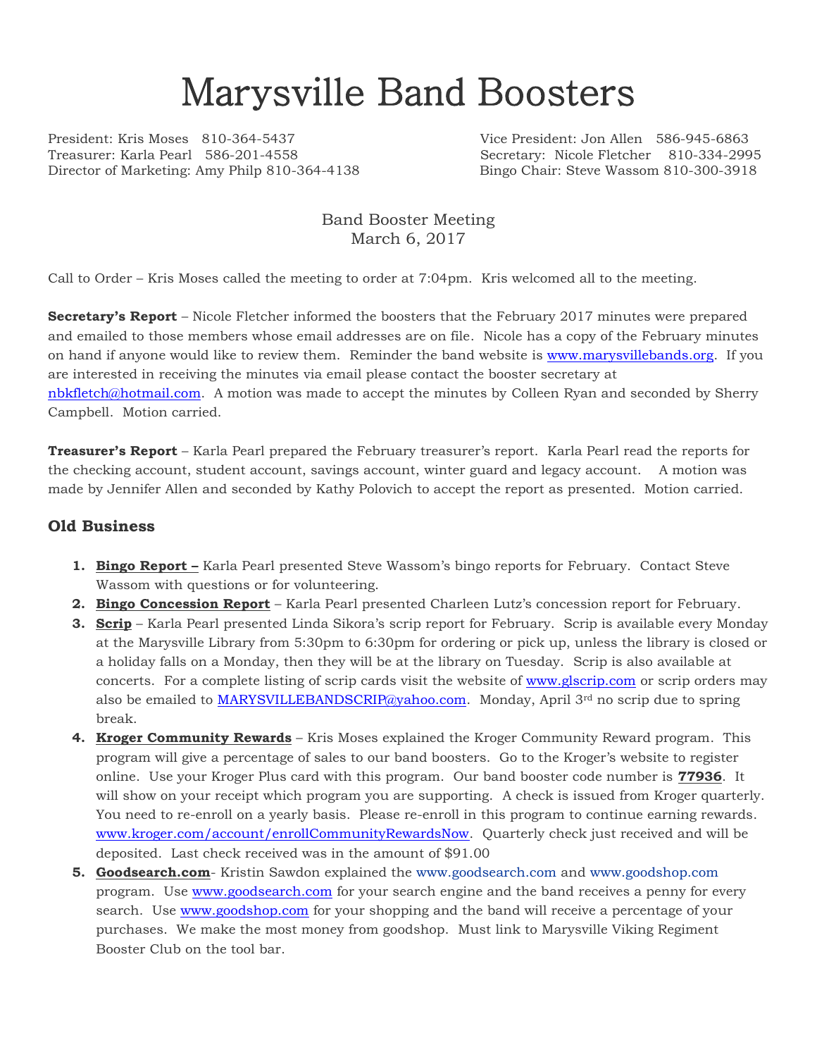# Marysville Band Boosters

President: Kris Moses 810-364-5437
Vice President: Jon Allen 586-945-6863
Treasurer: Karla Pearl 586-201-4558
Secretary: Nicole Fletcher 810-334-2995
Director of Marketing: Amy Philp 810-364-4138
Bingo Chair: Steve Wassom 810-300-3918

Band Booster Meeting
March 6, 2017

Call to Order – Kris Moses called the meeting to order at 7:04pm. Kris welcomed all to the meeting.

**Secretary's Report** – Nicole Fletcher informed the boosters that the February 2017 minutes were prepared and emailed to those members whose email addresses are on file. Nicole has a copy of the February minutes on hand if anyone would like to review them. Reminder the band website is www.marysvillebands.org. If you are interested in receiving the minutes via email please contact the booster secretary at nbkfletch@hotmail.com. A motion was made to accept the minutes by Colleen Ryan and seconded by Sherry Campbell. Motion carried.

**Treasurer's Report** – Karla Pearl prepared the February treasurer's report. Karla Pearl read the reports for the checking account, student account, savings account, winter guard and legacy account. A motion was made by Jennifer Allen and seconded by Kathy Polovich to accept the report as presented. Motion carried.

## Old Business

1. **Bingo Report –** Karla Pearl presented Steve Wassom's bingo reports for February. Contact Steve Wassom with questions or for volunteering.
2. **Bingo Concession Report** – Karla Pearl presented Charleen Lutz's concession report for February.
3. **Scrip** – Karla Pearl presented Linda Sikora's scrip report for February. Scrip is available every Monday at the Marysville Library from 5:30pm to 6:30pm for ordering or pick up, unless the library is closed or a holiday falls on a Monday, then they will be at the library on Tuesday. Scrip is also available at concerts. For a complete listing of scrip cards visit the website of www.glscrip.com or scrip orders may also be emailed to MARYSVILLEBANDSCRIP@yahoo.com. Monday, April 3rd no scrip due to spring break.
4. **Kroger Community Rewards** – Kris Moses explained the Kroger Community Reward program. This program will give a percentage of sales to our band boosters. Go to the Kroger's website to register online. Use your Kroger Plus card with this program. Our band booster code number is **77936**. It will show on your receipt which program you are supporting. A check is issued from Kroger quarterly. You need to re-enroll on a yearly basis. Please re-enroll in this program to continue earning rewards. www.kroger.com/account/enrollCommunityRewardsNow. Quarterly check just received and will be deposited. Last check received was in the amount of $91.00
5. **Goodsearch.com**- Kristin Sawdon explained the www.goodsearch.com and www.goodshop.com program. Use www.goodsearch.com for your search engine and the band receives a penny for every search. Use www.goodshop.com for your shopping and the band will receive a percentage of your purchases. We make the most money from goodshop. Must link to Marysville Viking Regiment Booster Club on the tool bar.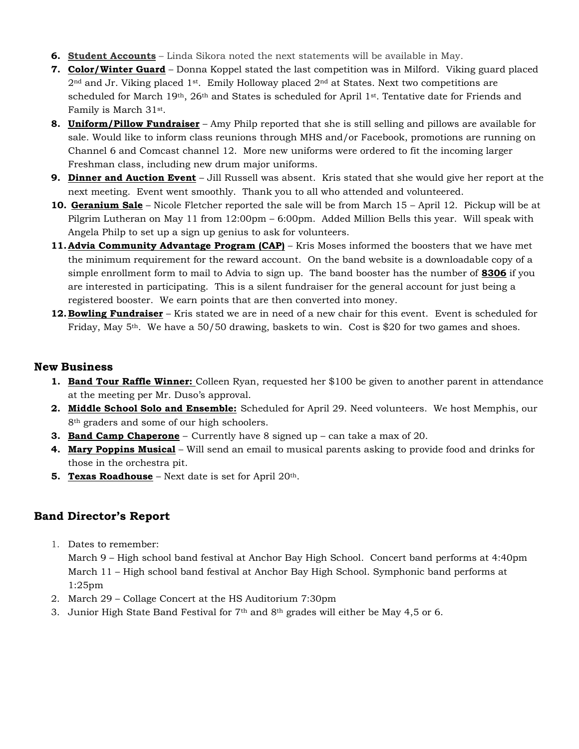6. **Student Accounts** – Linda Sikora noted the next statements will be available in May.
7. **Color/Winter Guard** – Donna Koppel stated the last competition was in Milford. Viking guard placed 2nd and Jr. Viking placed 1st. Emily Holloway placed 2nd at States. Next two competitions are scheduled for March 19th, 26th and States is scheduled for April 1st. Tentative date for Friends and Family is March 31st.
8. **Uniform/Pillow Fundraiser** – Amy Philp reported that she is still selling and pillows are available for sale. Would like to inform class reunions through MHS and/or Facebook, promotions are running on Channel 6 and Comcast channel 12. More new uniforms were ordered to fit the incoming larger Freshman class, including new drum major uniforms.
9. **Dinner and Auction Event** – Jill Russell was absent. Kris stated that she would give her report at the next meeting. Event went smoothly. Thank you to all who attended and volunteered.
10. **Geranium Sale** – Nicole Fletcher reported the sale will be from March 15 – April 12. Pickup will be at Pilgrim Lutheran on May 11 from 12:00pm – 6:00pm. Added Million Bells this year. Will speak with Angela Philp to set up a sign up genius to ask for volunteers.
11. **Advia Community Advantage Program (CAP)** – Kris Moses informed the boosters that we have met the minimum requirement for the reward account. On the band website is a downloadable copy of a simple enrollment form to mail to Advia to sign up. The band booster has the number of **8306** if you are interested in participating. This is a silent fundraiser for the general account for just being a registered booster. We earn points that are then converted into money.
12. **Bowling Fundraiser** – Kris stated we are in need of a new chair for this event. Event is scheduled for Friday, May 5th. We have a 50/50 drawing, baskets to win. Cost is $20 for two games and shoes.

## New Business

1. **Band Tour Raffle Winner:** Colleen Ryan, requested her $100 be given to another parent in attendance at the meeting per Mr. Duso's approval.
2. **Middle School Solo and Ensemble:** Scheduled for April 29. Need volunteers. We host Memphis, our 8th graders and some of our high schoolers.
3. **Band Camp Chaperone** – Currently have 8 signed up – can take a max of 20.
4. **Mary Poppins Musical** – Will send an email to musical parents asking to provide food and drinks for those in the orchestra pit.
5. **Texas Roadhouse** – Next date is set for April 20th.

## Band Director's Report

1. Dates to remember:
   March 9 – High school band festival at Anchor Bay High School. Concert band performs at 4:40pm
   March 11 – High school band festival at Anchor Bay High School. Symphonic band performs at 1:25pm
2. March 29 – Collage Concert at the HS Auditorium 7:30pm
3. Junior High State Band Festival for 7th and 8th grades will either be May 4,5 or 6.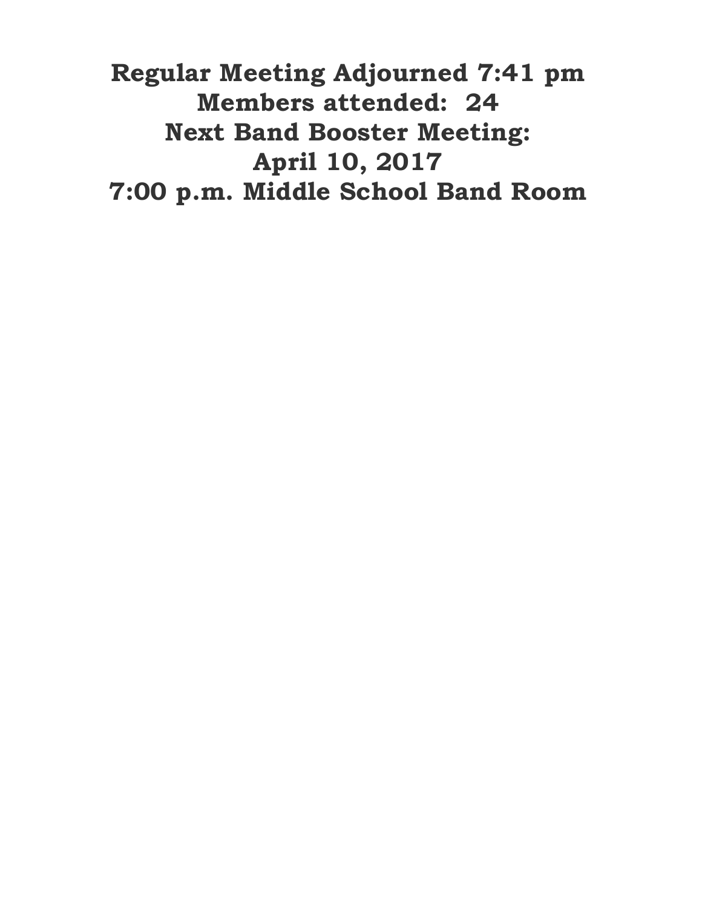**Regular Meeting Adjourned 7:41 pm**
**Members attended: 24**
**Next Band Booster Meeting:**
**April 10, 2017**
**7:00 p.m. Middle School Band Room**